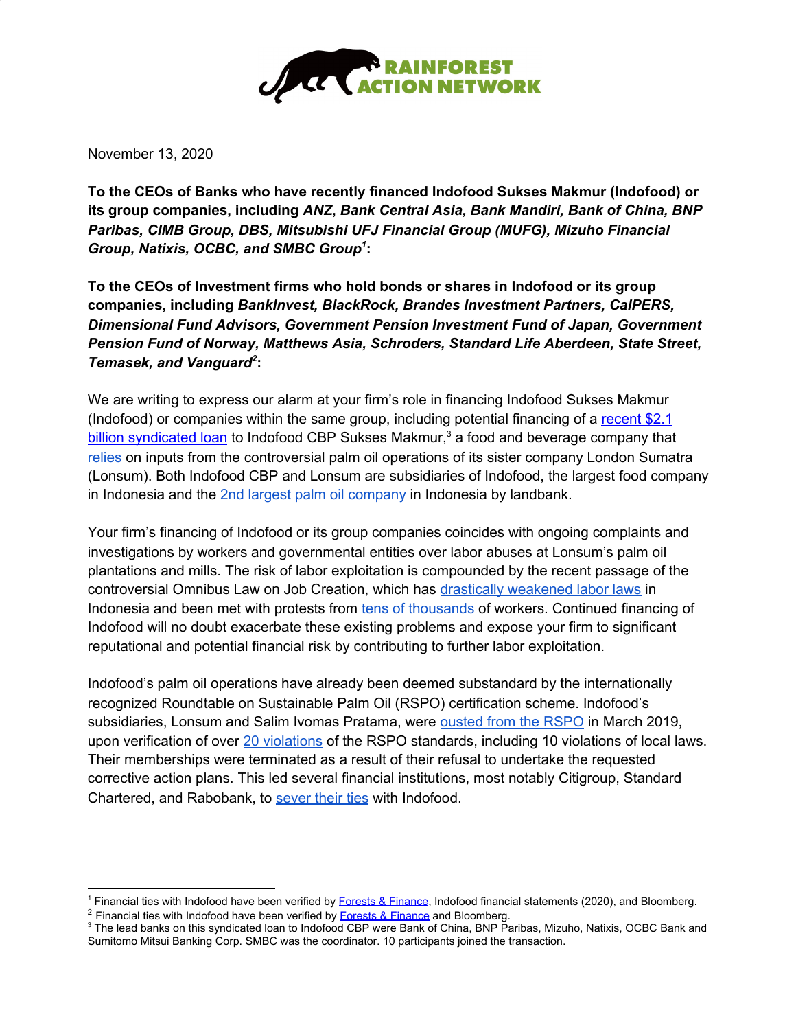RAINFOREST ACTION NETWORK

November 13, 2020

**To the CEOs of Banks who have recently financed Indofood Sukses Makmur (Indofood) or its group companies, including *ANZ*, *Bank Central Asia, Bank Mandiri, Bank of China, BNP Paribas, CIMB Group, DBS, Mitsubishi UFJ Financial Group (MUFG), Mizuho Financial Group, Natixis, OCBC, and SMBC Group*[1]:**

**To the CEOs of Investment firms who hold bonds or shares in Indofood or its group companies, including *BankInvest, BlackRock, Brandes Investment Partners, CalPERS, Dimensional Fund Advisors, Government Pension Investment Fund of Japan, Government Pension Fund of Norway, Matthews Asia, Schroders, Standard Life Aberdeen, State Street, Temasek, and Vanguard*[2]:**

We are writing to express our alarm at your firm's role in financing Indofood Sukses Makmur (Indofood) or companies within the same group, including potential financing of a recent $2.1 billion syndicated loan to Indofood CBP Sukses Makmur,[3] a food and beverage company that relies on inputs from the controversial palm oil operations of its sister company London Sumatra (Lonsum). Both Indofood CBP and Lonsum are subsidiaries of Indofood, the largest food company in Indonesia and the 2nd largest palm oil company in Indonesia by landbank.

Your firm's financing of Indofood or its group companies coincides with ongoing complaints and investigations by workers and governmental entities over labor abuses at Lonsum's palm oil plantations and mills. The risk of labor exploitation is compounded by the recent passage of the controversial Omnibus Law on Job Creation, which has drastically weakened labor laws in Indonesia and been met with protests from tens of thousands of workers. Continued financing of Indofood will no doubt exacerbate these existing problems and expose your firm to significant reputational and potential financial risk by contributing to further labor exploitation.

Indofood's palm oil operations have already been deemed substandard by the internationally recognized Roundtable on Sustainable Palm Oil (RSPO) certification scheme. Indofood's subsidiaries, Lonsum and Salim Ivomas Pratama, were ousted from the RSPO in March 2019, upon verification of over 20 violations of the RSPO standards, including 10 violations of local laws. Their memberships were terminated as a result of their refusal to undertake the requested corrective action plans. This led several financial institutions, most notably Citigroup, Standard Chartered, and Rabobank, to sever their ties with Indofood.

---

[1] Financial ties with Indofood have been verified by Forests & Finance, Indofood financial statements (2020), and Bloomberg.

[2] Financial ties with Indofood have been verified by Forests & Finance and Bloomberg.

[3] The lead banks on this syndicated loan to Indofood CBP were Bank of China, BNP Paribas, Mizuho, Natixis, OCBC Bank and Sumitomo Mitsui Banking Corp. SMBC was the coordinator. 10 participants joined the transaction.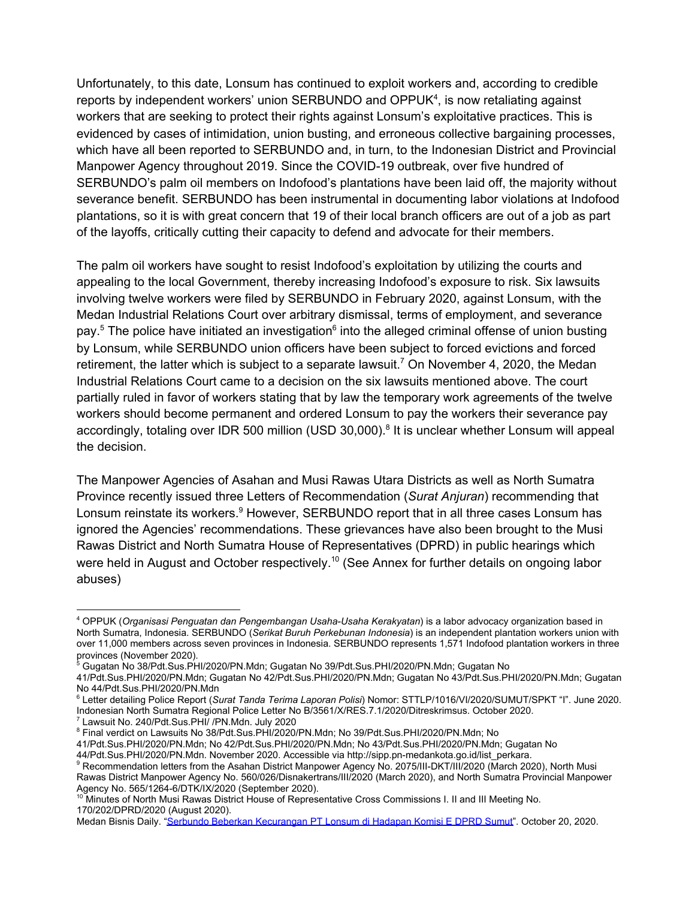Unfortunately, to this date, Lonsum has continued to exploit workers and, according to credible reports by independent workers' union SERBUNDO and OPPUK[4], is now retaliating against workers that are seeking to protect their rights against Lonsum's exploitative practices. This is evidenced by cases of intimidation, union busting, and erroneous collective bargaining processes, which have all been reported to SERBUNDO and, in turn, to the Indonesian District and Provincial Manpower Agency throughout 2019. Since the COVID-19 outbreak, over five hundred of SERBUNDO's palm oil members on Indofood's plantations have been laid off, the majority without severance benefit. SERBUNDO has been instrumental in documenting labor violations at Indofood plantations, so it is with great concern that 19 of their local branch officers are out of a job as part of the layoffs, critically cutting their capacity to defend and advocate for their members.

The palm oil workers have sought to resist Indofood's exploitation by utilizing the courts and appealing to the local Government, thereby increasing Indofood's exposure to risk. Six lawsuits involving twelve workers were filed by SERBUNDO in February 2020, against Lonsum, with the Medan Industrial Relations Court over arbitrary dismissal, terms of employment, and severance pay.[5] The police have initiated an investigation[6] into the alleged criminal offense of union busting by Lonsum, while SERBUNDO union officers have been subject to forced evictions and forced retirement, the latter which is subject to a separate lawsuit.[7] On November 4, 2020, the Medan Industrial Relations Court came to a decision on the six lawsuits mentioned above. The court partially ruled in favor of workers stating that by law the temporary work agreements of the twelve workers should become permanent and ordered Lonsum to pay the workers their severance pay accordingly, totaling over IDR 500 million (USD 30,000).[8] It is unclear whether Lonsum will appeal the decision.

The Manpower Agencies of Asahan and Musi Rawas Utara Districts as well as North Sumatra Province recently issued three Letters of Recommendation (*Surat Anjuran*) recommending that Lonsum reinstate its workers.[9] However, SERBUNDO report that in all three cases Lonsum has ignored the Agencies' recommendations. These grievances have also been brought to the Musi Rawas District and North Sumatra House of Representatives (DPRD) in public hearings which were held in August and October respectively.[10] (See Annex for further details on ongoing labor abuses)

---

[4] OPPUK (*Organisasi Penguatan dan Pengembangan Usaha-Usaha Kerakyatan*) is a labor advocacy organization based in North Sumatra, Indonesia. SERBUNDO (*Serikat Buruh Perkebunan Indonesia*) is an independent plantation workers union with over 11,000 members across seven provinces in Indonesia. SERBUNDO represents 1,571 Indofood plantation workers in three provinces (November 2020).

[5] Gugatan No 38/Pdt.Sus.PHI/2020/PN.Mdn; Gugatan No 39/Pdt.Sus.PHI/2020/PN.Mdn; Gugatan No 41/Pdt.Sus.PHI/2020/PN.Mdn; Gugatan No 42/Pdt.Sus.PHI/2020/PN.Mdn; Gugatan No 43/Pdt.Sus.PHI/2020/PN.Mdn; Gugatan No 44/Pdt.Sus.PHI/2020/PN.Mdn

[6] Letter detailing Police Report (*Surat Tanda Terima Laporan Polisi*) Nomor: STTLP/1016/VI/2020/SUMUT/SPKT "I". June 2020. Indonesian North Sumatra Regional Police Letter No B/3561/X/RES.7.1/2020/Ditreskrimsus. October 2020.

[7] Lawsuit No. 240/Pdt.Sus.PHI/ /PN.Mdn. July 2020

[8] Final verdict on Lawsuits No 38/Pdt.Sus.PHI/2020/PN.Mdn; No 39/Pdt.Sus.PHI/2020/PN.Mdn; No 41/Pdt.Sus.PHI/2020/PN.Mdn; No 42/Pdt.Sus.PHI/2020/PN.Mdn; No 43/Pdt.Sus.PHI/2020/PN.Mdn; Gugatan No 44/Pdt.Sus.PHI/2020/PN.Mdn. November 2020. Accessible via http://sipp.pn-medankota.go.id/list_perkara.

[9] Recommendation letters from the Asahan District Manpower Agency No. 2075/III-DKT/III/2020 (March 2020), North Musi Rawas District Manpower Agency No. 560/026/Disnakertrans/III/2020 (March 2020), and North Sumatra Provincial Manpower Agency No. 565/1264-6/DTK/IX/2020 (September 2020).

[10] Minutes of North Musi Rawas District House of Representative Cross Commissions I. II and III Meeting No. 170/202/DPRD/2020 (August 2020).
Medan Bisnis Daily. "Serbundo Beberkan Kecurangan PT Lonsum di Hadapan Komisi E DPRD Sumut". October 20, 2020.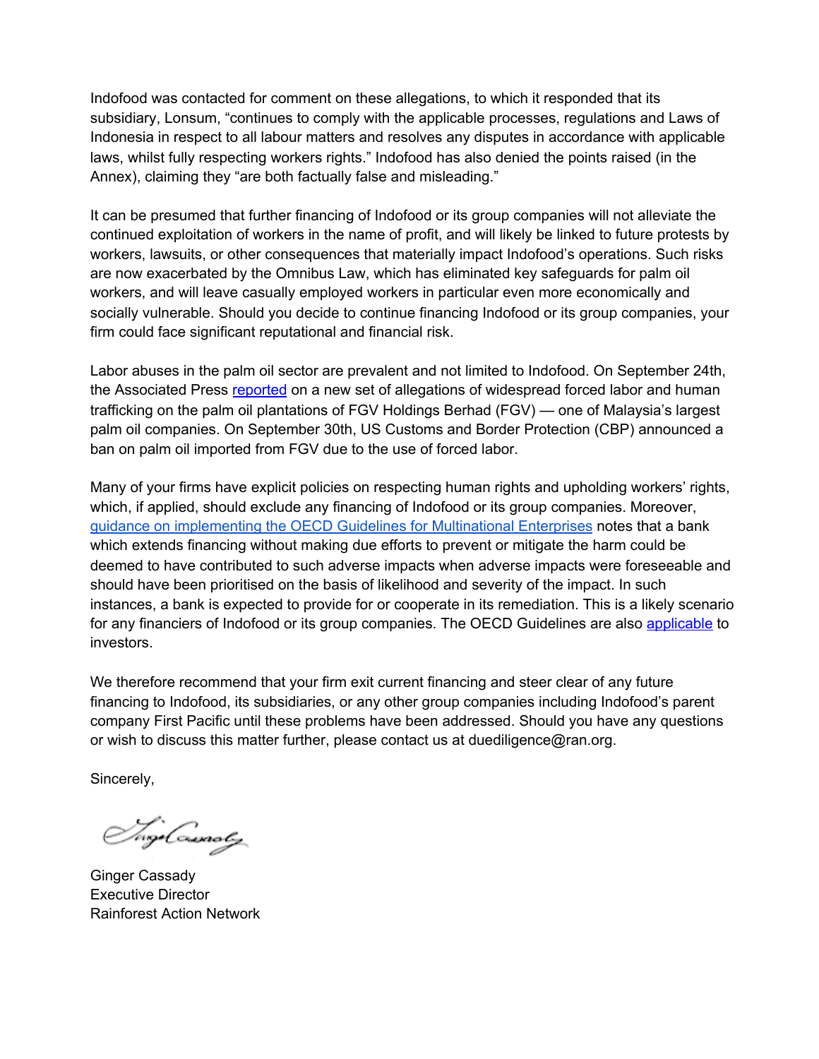Indofood was contacted for comment on these allegations, to which it responded that its subsidiary, Lonsum, "continues to comply with the applicable processes, regulations and Laws of Indonesia in respect to all labour matters and resolves any disputes in accordance with applicable laws, whilst fully respecting workers rights." Indofood has also denied the points raised (in the Annex), claiming they "are both factually false and misleading."

It can be presumed that further financing of Indofood or its group companies will not alleviate the continued exploitation of workers in the name of profit, and will likely be linked to future protests by workers, lawsuits, or other consequences that materially impact Indofood's operations. Such risks are now exacerbated by the Omnibus Law, which has eliminated key safeguards for palm oil workers, and will leave casually employed workers in particular even more economically and socially vulnerable. Should you decide to continue financing Indofood or its group companies, your firm could face significant reputational and financial risk.

Labor abuses in the palm oil sector are prevalent and not limited to Indofood. On September 24th, the Associated Press reported on a new set of allegations of widespread forced labor and human trafficking on the palm oil plantations of FGV Holdings Berhad (FGV) — one of Malaysia's largest palm oil companies. On September 30th, US Customs and Border Protection (CBP) announced a ban on palm oil imported from FGV due to the use of forced labor.

Many of your firms have explicit policies on respecting human rights and upholding workers' rights, which, if applied, should exclude any financing of Indofood or its group companies. Moreover, guidance on implementing the OECD Guidelines for Multinational Enterprises notes that a bank which extends financing without making due efforts to prevent or mitigate the harm could be deemed to have contributed to such adverse impacts when adverse impacts were foreseeable and should have been prioritised on the basis of likelihood and severity of the impact. In such instances, a bank is expected to provide for or cooperate in its remediation. This is a likely scenario for any financiers of Indofood or its group companies. The OECD Guidelines are also applicable to investors.

We therefore recommend that your firm exit current financing and steer clear of any future financing to Indofood, its subsidiaries, or any other group companies including Indofood's parent company First Pacific until these problems have been addressed. Should you have any questions or wish to discuss this matter further, please contact us at duediligence@ran.org.

Sincerely,

Ginger Cassady
Executive Director
Rainforest Action Network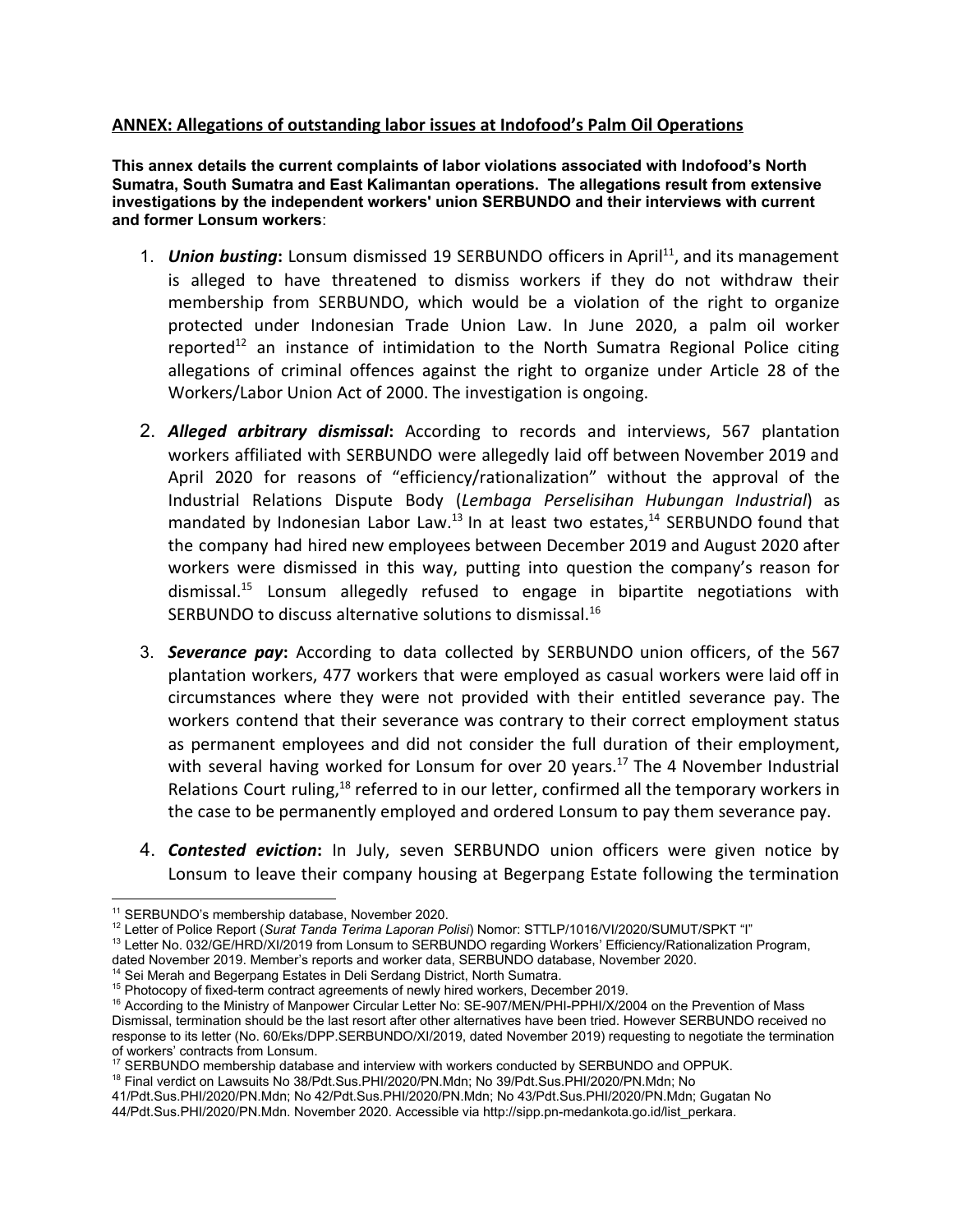**ANNEX: Allegations of outstanding labor issues at Indofood's Palm Oil Operations**

**This annex details the current complaints of labor violations associated with Indofood's North Sumatra, South Sumatra and East Kalimantan operations. The allegations result from extensive investigations by the independent workers' union SERBUNDO and their interviews with current and former Lonsum workers**:

1. ***Union busting*:** Lonsum dismissed 19 SERBUNDO officers in April[11], and its management is alleged to have threatened to dismiss workers if they do not withdraw their membership from SERBUNDO, which would be a violation of the right to organize protected under Indonesian Trade Union Law. In June 2020, a palm oil worker reported[12] an instance of intimidation to the North Sumatra Regional Police citing allegations of criminal offences against the right to organize under Article 28 of the Workers/Labor Union Act of 2000. The investigation is ongoing.

2. ***Alleged arbitrary dismissal*:** According to records and interviews, 567 plantation workers affiliated with SERBUNDO were allegedly laid off between November 2019 and April 2020 for reasons of "efficiency/rationalization" without the approval of the Industrial Relations Dispute Body (*Lembaga Perselisihan Hubungan Industrial*) as mandated by Indonesian Labor Law.[13] In at least two estates,[14] SERBUNDO found that the company had hired new employees between December 2019 and August 2020 after workers were dismissed in this way, putting into question the company's reason for dismissal.[15] Lonsum allegedly refused to engage in bipartite negotiations with SERBUNDO to discuss alternative solutions to dismissal.[16]

3. ***Severance pay*:** According to data collected by SERBUNDO union officers, of the 567 plantation workers, 477 workers that were employed as casual workers were laid off in circumstances where they were not provided with their entitled severance pay. The workers contend that their severance was contrary to their correct employment status as permanent employees and did not consider the full duration of their employment, with several having worked for Lonsum for over 20 years.[17] The 4 November Industrial Relations Court ruling,[18] referred to in our letter, confirmed all the temporary workers in the case to be permanently employed and ordered Lonsum to pay them severance pay.

4. ***Contested eviction*:** In July, seven SERBUNDO union officers were given notice by Lonsum to leave their company housing at Begerpang Estate following the termination

---

[11] SERBUNDO's membership database, November 2020.

[12] Letter of Police Report (*Surat Tanda Terima Laporan Polisi*) Nomor: STTLP/1016/VI/2020/SUMUT/SPKT "I"

[13] Letter No. 032/GE/HRD/XI/2019 from Lonsum to SERBUNDO regarding Workers' Efficiency/Rationalization Program, dated November 2019. Member's reports and worker data, SERBUNDO database, November 2020.

[14] Sei Merah and Begerpang Estates in Deli Serdang District, North Sumatra.

[15] Photocopy of fixed-term contract agreements of newly hired workers, December 2019.

[16] According to the Ministry of Manpower Circular Letter No: SE-907/MEN/PHI-PPHI/X/2004 on the Prevention of Mass Dismissal, termination should be the last resort after other alternatives have been tried. However SERBUNDO received no response to its letter (No. 60/Eks/DPP.SERBUNDO/XI/2019, dated November 2019) requesting to negotiate the termination of workers' contracts from Lonsum.

[17] SERBUNDO membership database and interview with workers conducted by SERBUNDO and OPPUK.

[18] Final verdict on Lawsuits No 38/Pdt.Sus.PHI/2020/PN.Mdn; No 39/Pdt.Sus.PHI/2020/PN.Mdn; No 41/Pdt.Sus.PHI/2020/PN.Mdn; No 42/Pdt.Sus.PHI/2020/PN.Mdn; No 43/Pdt.Sus.PHI/2020/PN.Mdn; Gugatan No 44/Pdt.Sus.PHI/2020/PN.Mdn. November 2020. Accessible via http://sipp.pn-medankota.go.id/list_perkara.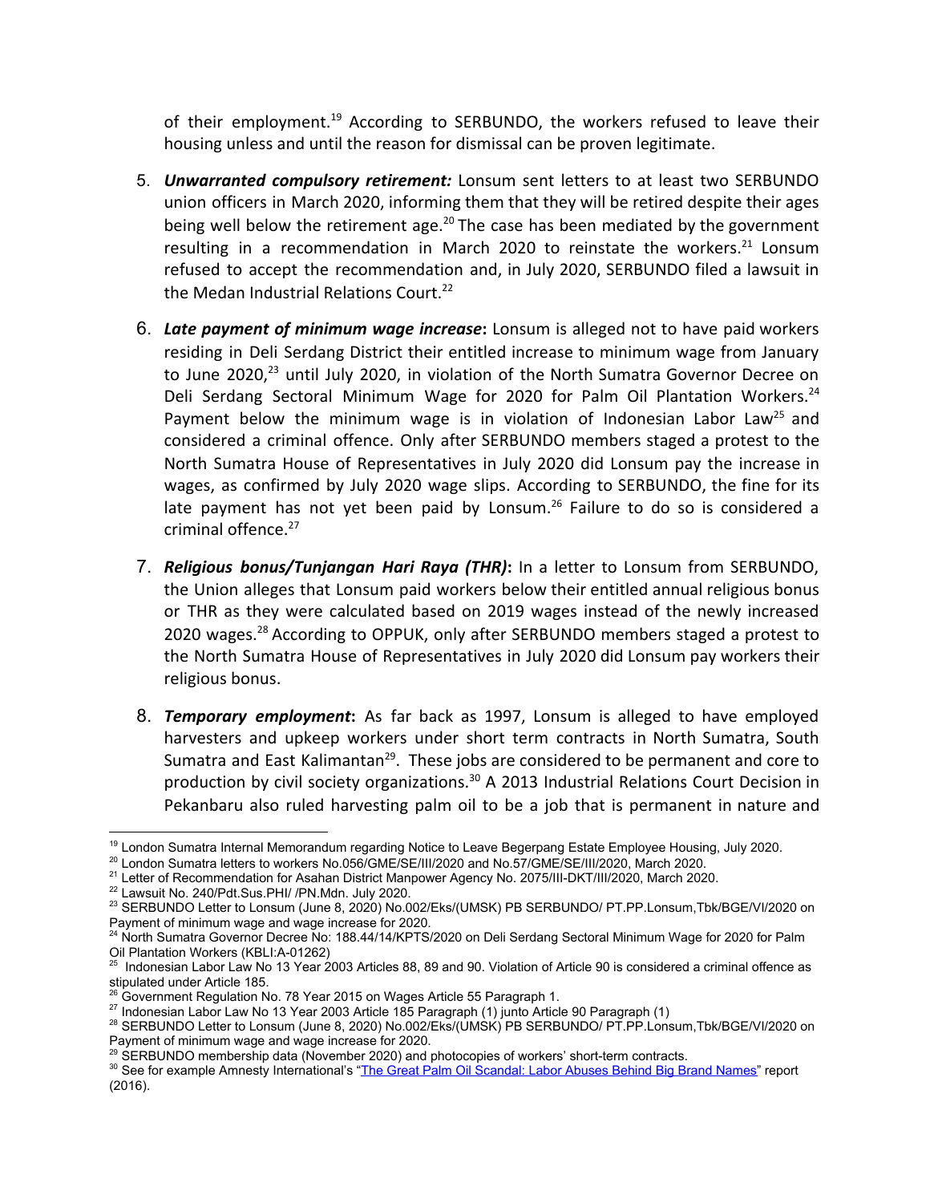of their employment.[19] According to SERBUNDO, the workers refused to leave their housing unless and until the reason for dismissal can be proven legitimate.

5. ***Unwarranted compulsory retirement:*** Lonsum sent letters to at least two SERBUNDO union officers in March 2020, informing them that they will be retired despite their ages being well below the retirement age.[20] The case has been mediated by the government resulting in a recommendation in March 2020 to reinstate the workers.[21] Lonsum refused to accept the recommendation and, in July 2020, SERBUNDO filed a lawsuit in the Medan Industrial Relations Court.[22]

6. ***Late payment of minimum wage increase*:** Lonsum is alleged not to have paid workers residing in Deli Serdang District their entitled increase to minimum wage from January to June 2020,[23] until July 2020, in violation of the North Sumatra Governor Decree on Deli Serdang Sectoral Minimum Wage for 2020 for Palm Oil Plantation Workers.[24] Payment below the minimum wage is in violation of Indonesian Labor Law[25] and considered a criminal offence. Only after SERBUNDO members staged a protest to the North Sumatra House of Representatives in July 2020 did Lonsum pay the increase in wages, as confirmed by July 2020 wage slips. According to SERBUNDO, the fine for its late payment has not yet been paid by Lonsum.[26] Failure to do so is considered a criminal offence.[27]

7. ***Religious bonus/Tunjangan Hari Raya (THR)*:** In a letter to Lonsum from SERBUNDO, the Union alleges that Lonsum paid workers below their entitled annual religious bonus or THR as they were calculated based on 2019 wages instead of the newly increased 2020 wages.[28] According to OPPUK, only after SERBUNDO members staged a protest to the North Sumatra House of Representatives in July 2020 did Lonsum pay workers their religious bonus.

8. ***Temporary employment*:** As far back as 1997, Lonsum is alleged to have employed harvesters and upkeep workers under short term contracts in North Sumatra, South Sumatra and East Kalimantan[29]. These jobs are considered to be permanent and core to production by civil society organizations.[30] A 2013 Industrial Relations Court Decision in Pekanbaru also ruled harvesting palm oil to be a job that is permanent in nature and

---

[19] London Sumatra Internal Memorandum regarding Notice to Leave Begerpang Estate Employee Housing, July 2020.

[20] London Sumatra letters to workers No.056/GME/SE/III/2020 and No.57/GME/SE/III/2020, March 2020.

[21] Letter of Recommendation for Asahan District Manpower Agency No. 2075/III-DKT/III/2020, March 2020.

[22] Lawsuit No. 240/Pdt.Sus.PHI/ /PN.Mdn. July 2020.

[23] SERBUNDO Letter to Lonsum (June 8, 2020) No.002/Eks/(UMSK) PB SERBUNDO/ PT.PP.Lonsum,Tbk/BGE/VI/2020 on Payment of minimum wage and wage increase for 2020.

[24] North Sumatra Governor Decree No: 188.44/14/KPTS/2020 on Deli Serdang Sectoral Minimum Wage for 2020 for Palm Oil Plantation Workers (KBLI:A-01262)

[25] Indonesian Labor Law No 13 Year 2003 Articles 88, 89 and 90. Violation of Article 90 is considered a criminal offence as stipulated under Article 185.

[26] Government Regulation No. 78 Year 2015 on Wages Article 55 Paragraph 1.

[27] Indonesian Labor Law No 13 Year 2003 Article 185 Paragraph (1) junto Article 90 Paragraph (1)

[28] SERBUNDO Letter to Lonsum (June 8, 2020) No.002/Eks/(UMSK) PB SERBUNDO/ PT.PP.Lonsum,Tbk/BGE/VI/2020 on Payment of minimum wage and wage increase for 2020.

[29] SERBUNDO membership data (November 2020) and photocopies of workers' short-term contracts.

[30] See for example Amnesty International's "The Great Palm Oil Scandal: Labor Abuses Behind Big Brand Names" report (2016).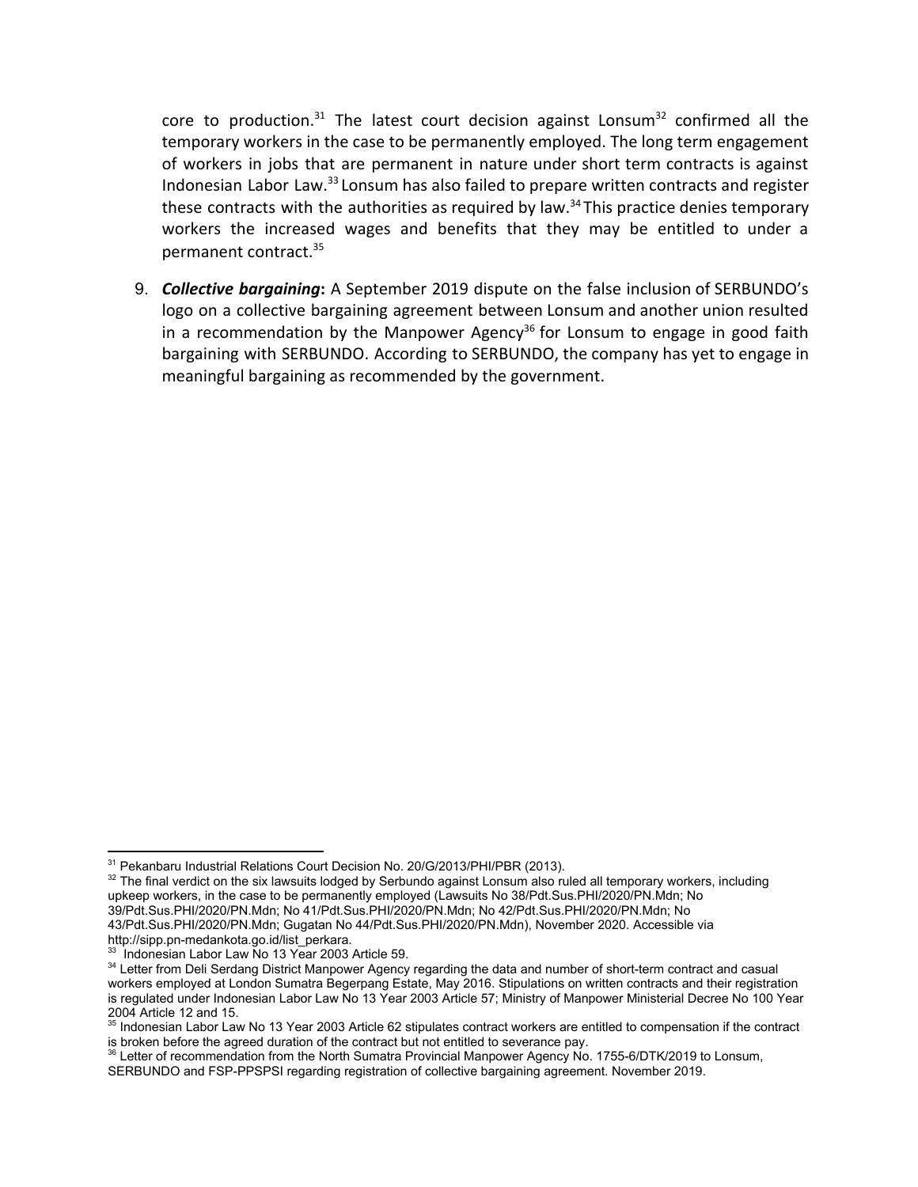core to production.[31] The latest court decision against Lonsum[32] confirmed all the temporary workers in the case to be permanently employed. The long term engagement of workers in jobs that are permanent in nature under short term contracts is against Indonesian Labor Law.[33] Lonsum has also failed to prepare written contracts and register these contracts with the authorities as required by law.[34] This practice denies temporary workers the increased wages and benefits that they may be entitled to under a permanent contract.[35]

9. ***Collective bargaining*:** A September 2019 dispute on the false inclusion of SERBUNDO's logo on a collective bargaining agreement between Lonsum and another union resulted in a recommendation by the Manpower Agency[36] for Lonsum to engage in good faith bargaining with SERBUNDO. According to SERBUNDO, the company has yet to engage in meaningful bargaining as recommended by the government.

---

[31] Pekanbaru Industrial Relations Court Decision No. 20/G/2013/PHI/PBR (2013).

[32] The final verdict on the six lawsuits lodged by Serbundo against Lonsum also ruled all temporary workers, including upkeep workers, in the case to be permanently employed (Lawsuits No 38/Pdt.Sus.PHI/2020/PN.Mdn; No 39/Pdt.Sus.PHI/2020/PN.Mdn; No 41/Pdt.Sus.PHI/2020/PN.Mdn; No 42/Pdt.Sus.PHI/2020/PN.Mdn; No 43/Pdt.Sus.PHI/2020/PN.Mdn; Gugatan No 44/Pdt.Sus.PHI/2020/PN.Mdn), November 2020. Accessible via http://sipp.pn-medankota.go.id/list_perkara.

[33] Indonesian Labor Law No 13 Year 2003 Article 59.

[34] Letter from Deli Serdang District Manpower Agency regarding the data and number of short-term contract and casual workers employed at London Sumatra Begerpang Estate, May 2016. Stipulations on written contracts and their registration is regulated under Indonesian Labor Law No 13 Year 2003 Article 57; Ministry of Manpower Ministerial Decree No 100 Year 2004 Article 12 and 15.

[35] Indonesian Labor Law No 13 Year 2003 Article 62 stipulates contract workers are entitled to compensation if the contract is broken before the agreed duration of the contract but not entitled to severance pay.

[36] Letter of recommendation from the North Sumatra Provincial Manpower Agency No. 1755-6/DTK/2019 to Lonsum, SERBUNDO and FSP-PPSPSI regarding registration of collective bargaining agreement. November 2019.